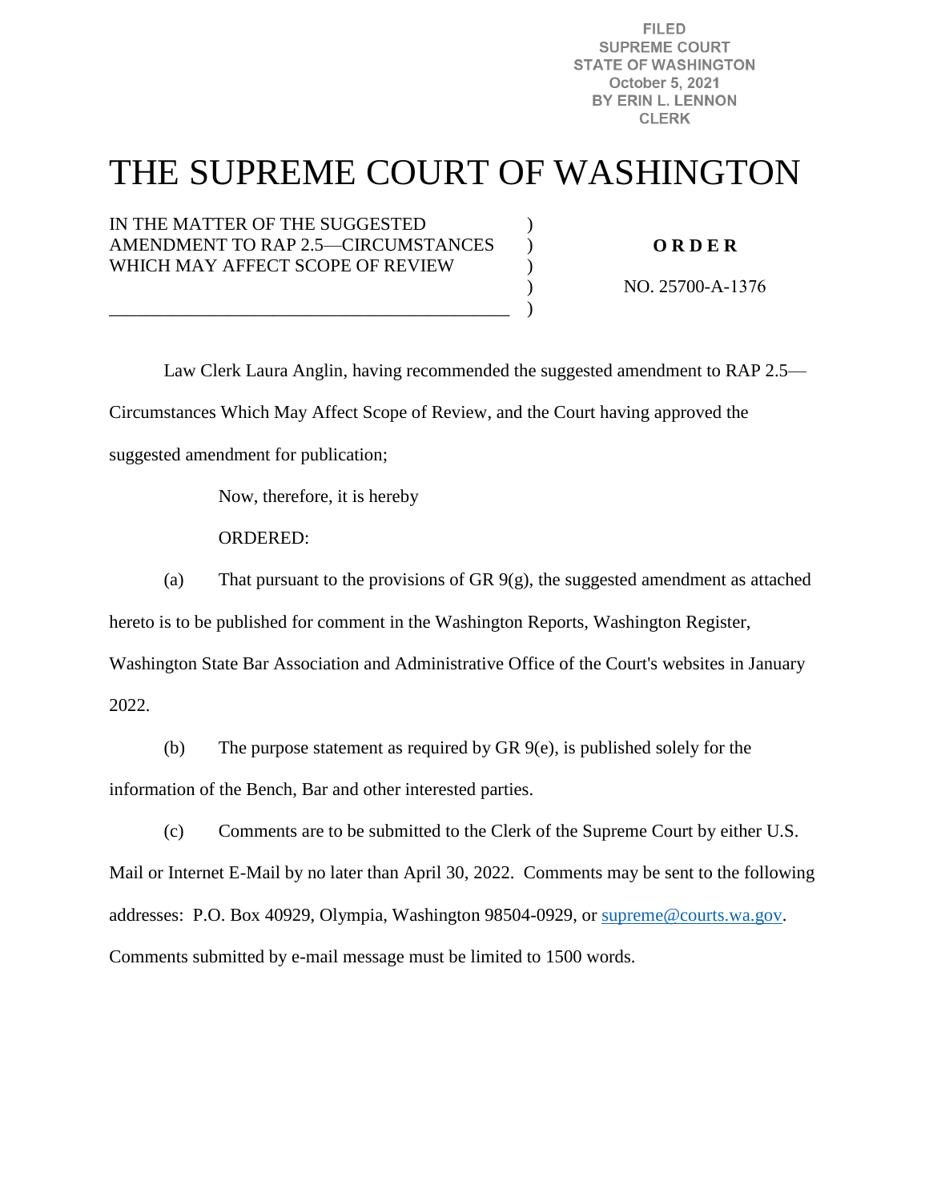FILED
SUPREME COURT
STATE OF WASHINGTON
October 5, 2021
BY ERIN L. LENNON
CLERK

# THE SUPREME COURT OF WASHINGTON

IN THE MATTER OF THE SUGGESTED AMENDMENT TO RAP 2.5—CIRCUMSTANCES WHICH MAY AFFECT SCOPE OF REVIEW

**ORDER**

NO. 25700-A-1376

Law Clerk Laura Anglin, having recommended the suggested amendment to RAP 2.5—Circumstances Which May Affect Scope of Review, and the Court having approved the suggested amendment for publication;

Now, therefore, it is hereby

ORDERED:

(a) That pursuant to the provisions of GR 9(g), the suggested amendment as attached hereto is to be published for comment in the Washington Reports, Washington Register, Washington State Bar Association and Administrative Office of the Court's websites in January 2022.

(b) The purpose statement as required by GR 9(e), is published solely for the information of the Bench, Bar and other interested parties.

(c) Comments are to be submitted to the Clerk of the Supreme Court by either U.S. Mail or Internet E-Mail by no later than April 30, 2022. Comments may be sent to the following addresses: P.O. Box 40929, Olympia, Washington 98504-0929, or supreme@courts.wa.gov. Comments submitted by e-mail message must be limited to 1500 words.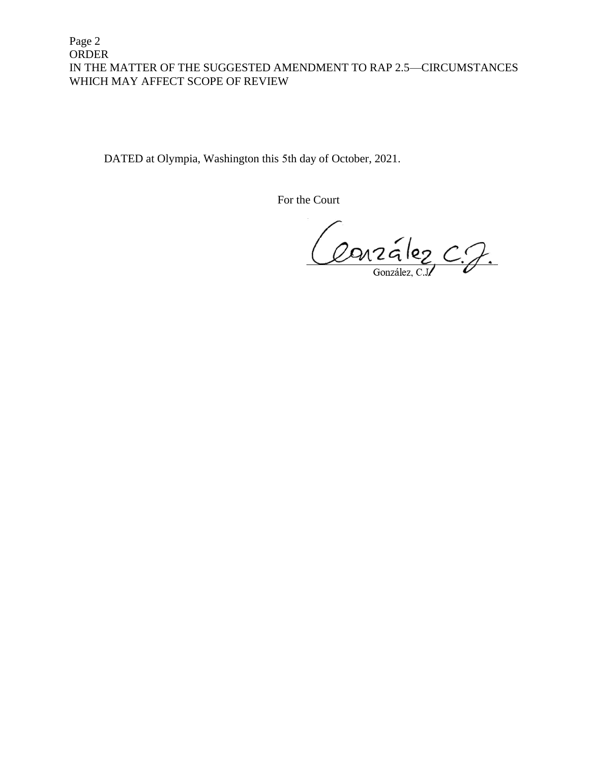DATED at Olympia, Washington this 5th day of October, 2021.

For the Court

González, C.J.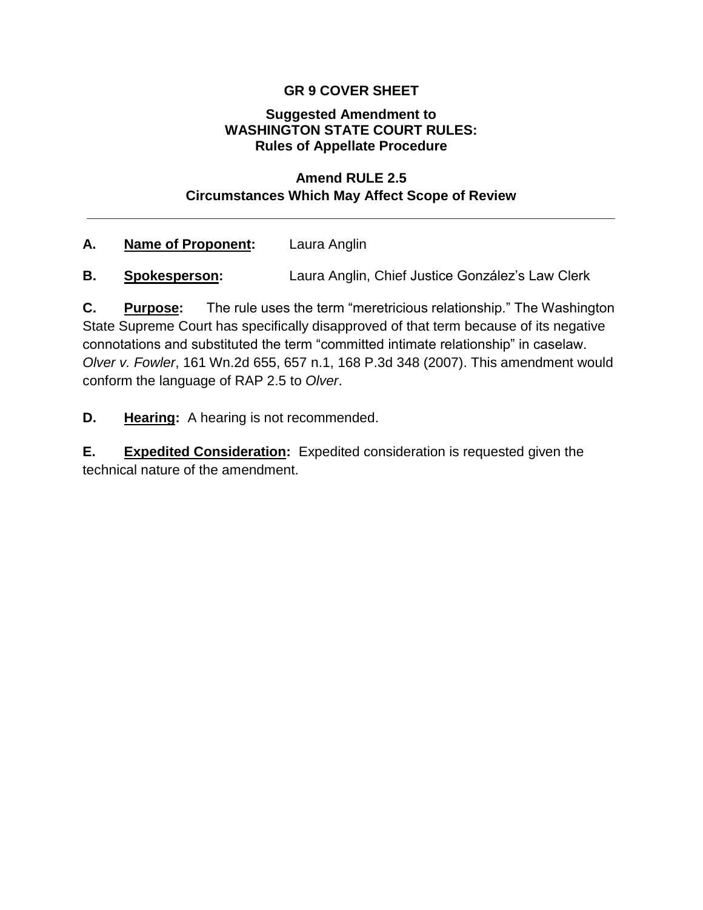**GR 9 COVER SHEET**

**Suggested Amendment to WASHINGTON STATE COURT RULES: Rules of Appellate Procedure**

**Amend RULE 2.5 Circumstances Which May Affect Scope of Review**

---

**A. Name of Proponent:** Laura Anglin

**B. Spokesperson:** Laura Anglin, Chief Justice González's Law Clerk

**C. Purpose:** The rule uses the term "meretricious relationship." The Washington State Supreme Court has specifically disapproved of that term because of its negative connotations and substituted the term "committed intimate relationship" in caselaw. *Olver v. Fowler*, 161 Wn.2d 655, 657 n.1, 168 P.3d 348 (2007). This amendment would conform the language of RAP 2.5 to *Olver*.

**D. Hearing:** A hearing is not recommended.

**E. Expedited Consideration:** Expedited consideration is requested given the technical nature of the amendment.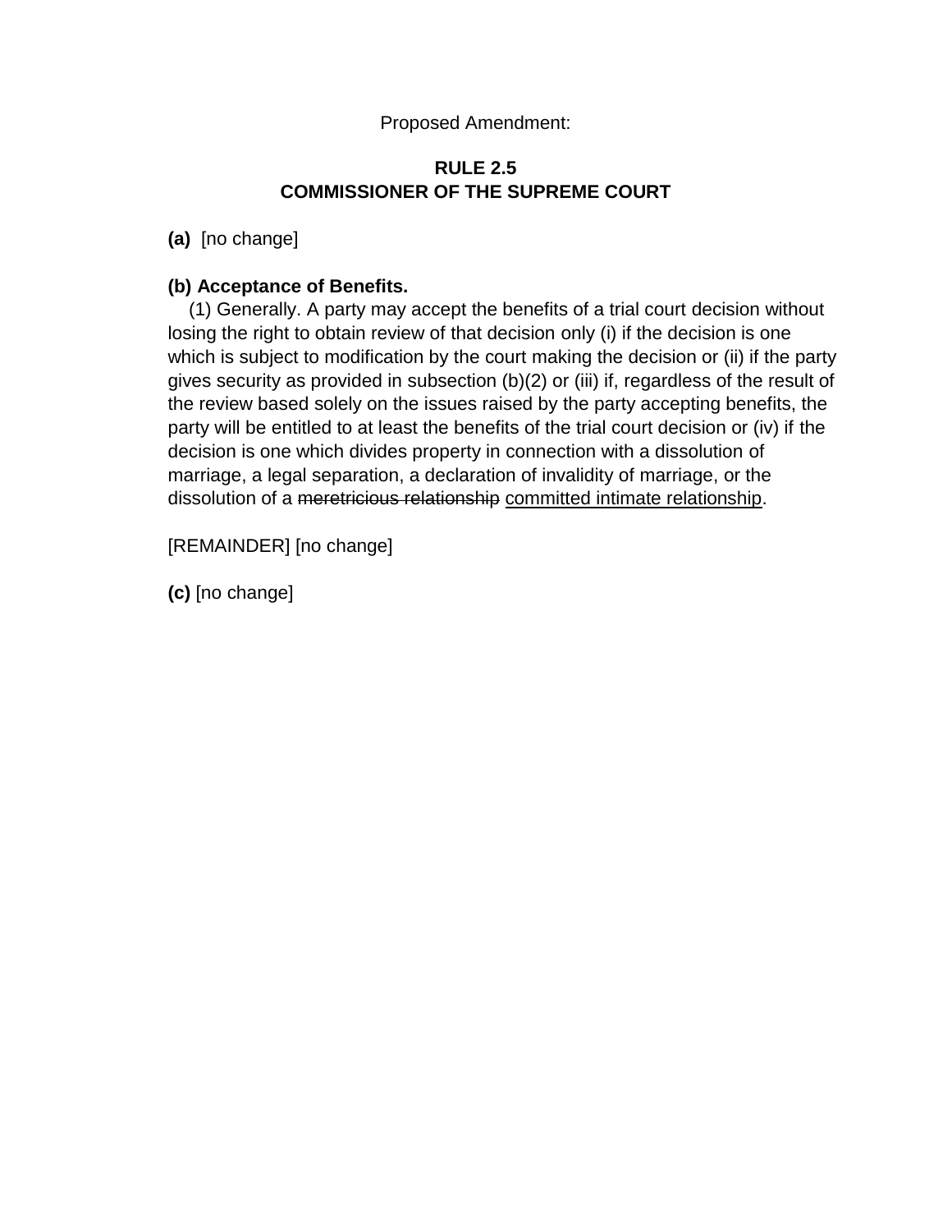Proposed Amendment:

**RULE 2.5**
**COMMISSIONER OF THE SUPREME COURT**

**(a)** [no change]

**(b) Acceptance of Benefits.**

(1) Generally. A party may accept the benefits of a trial court decision without losing the right to obtain review of that decision only (i) if the decision is one which is subject to modification by the court making the decision or (ii) if the party gives security as provided in subsection (b)(2) or (iii) if, regardless of the result of the review based solely on the issues raised by the party accepting benefits, the party will be entitled to at least the benefits of the trial court decision or (iv) if the decision is one which divides property in connection with a dissolution of marriage, a legal separation, a declaration of invalidity of marriage, or the dissolution of a ~~meretricious relationship~~ <u>committed intimate relationship</u>.

[REMAINDER] [no change]

**(c)** [no change]